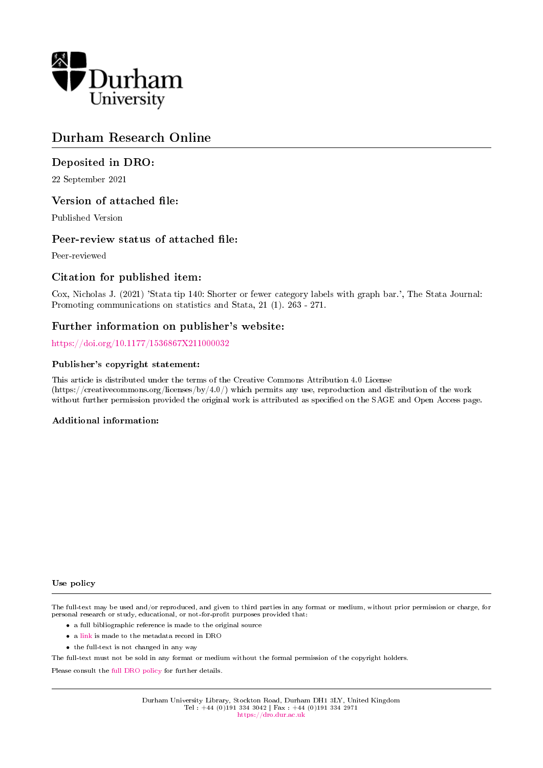Durham University

# Durham Research Online

## Deposited in DRO:

22 September 2021

## Version of attached file:

Published Version

## Peer-review status of attached file:

Peer-reviewed

## Citation for published item:

Cox, Nicholas J. (2021) 'Stata tip 140: Shorter or fewer category labels with graph bar.', The Stata Journal: Promoting communications on statistics and Stata, 21 (1). 263 - 271.

## Further information on publisher's website:

https://doi.org/10.1177/1536867X211000032

### Publisher's copyright statement:

This article is distributed under the terms of the Creative Commons Attribution 4.0 License (https://creativecommons.org/licenses/by/4.0/) which permits any use, reproduction and distribution of the work without further permission provided the original work is attributed as specified on the SAGE and Open Access page.

### Additional information:

#### Use policy

The full-text may be used and/or reproduced, and given to third parties in any format or medium, without prior permission or charge, for personal research or study, educational, or not-for-profit purposes provided that:

- a full bibliographic reference is made to the original source
- a link is made to the metadata record in DRO
- the full-text is not changed in any way

The full-text must not be sold in any format or medium without the formal permission of the copyright holders.

Please consult the full DRO policy for further details.

Durham University Library, Stockton Road, Durham DH1 3LY, United Kingdom
Tel : +44 (0)191 334 3042 | Fax : +44 (0)191 334 2971
https://dro.dur.ac.uk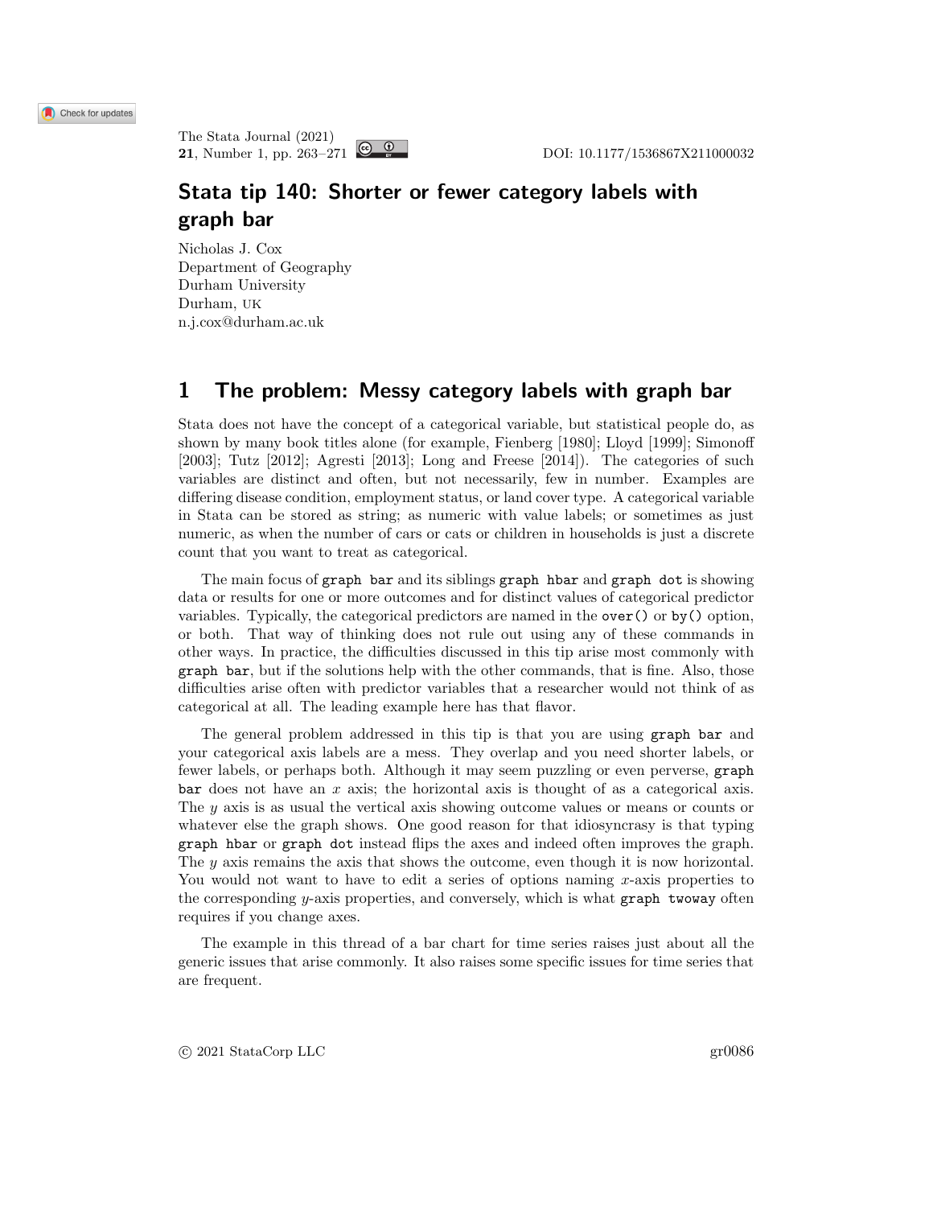# Stata tip 140: Shorter or fewer category labels with graph bar

Nicholas J. Cox
Department of Geography
Durham University
Durham, UK
n.j.cox@durham.ac.uk

## 1 The problem: Messy category labels with graph bar

Stata does not have the concept of a categorical variable, but statistical people do, as shown by many book titles alone (for example, Fienberg [1980]; Lloyd [1999]; Simonoff [2003]; Tutz [2012]; Agresti [2013]; Long and Freese [2014]). The categories of such variables are distinct and often, but not necessarily, few in number. Examples are differing disease condition, employment status, or land cover type. A categorical variable in Stata can be stored as string; as numeric with value labels; or sometimes as just numeric, as when the number of cars or cats or children in households is just a discrete count that you want to treat as categorical.

The main focus of `graph bar` and its siblings `graph hbar` and `graph dot` is showing data or results for one or more outcomes and for distinct values of categorical predictor variables. Typically, the categorical predictors are named in the `over()` or `by()` option, or both. That way of thinking does not rule out using any of these commands in other ways. In practice, the difficulties discussed in this tip arise most commonly with `graph bar`, but if the solutions help with the other commands, that is fine. Also, those difficulties arise often with predictor variables that a researcher would not think of as categorical at all. The leading example here has that flavor.

The general problem addressed in this tip is that you are using `graph bar` and your categorical axis labels are a mess. They overlap and you need shorter labels, or fewer labels, or perhaps both. Although it may seem puzzling or even perverse, `graph bar` does not have an *x* axis; the horizontal axis is thought of as a categorical axis. The *y* axis is as usual the vertical axis showing outcome values or means or counts or whatever else the graph shows. One good reason for that idiosyncrasy is that typing `graph hbar` or `graph dot` instead flips the axes and indeed often improves the graph. The *y* axis remains the axis that shows the outcome, even though it is now horizontal. You would not want to have to edit a series of options naming *x*-axis properties to the corresponding *y*-axis properties, and conversely, which is what `graph twoway` often requires if you change axes.

The example in this thread of a bar chart for time series raises just about all the generic issues that arise commonly. It also raises some specific issues for time series that are frequent.

© 2021 StataCorp LLC gr0086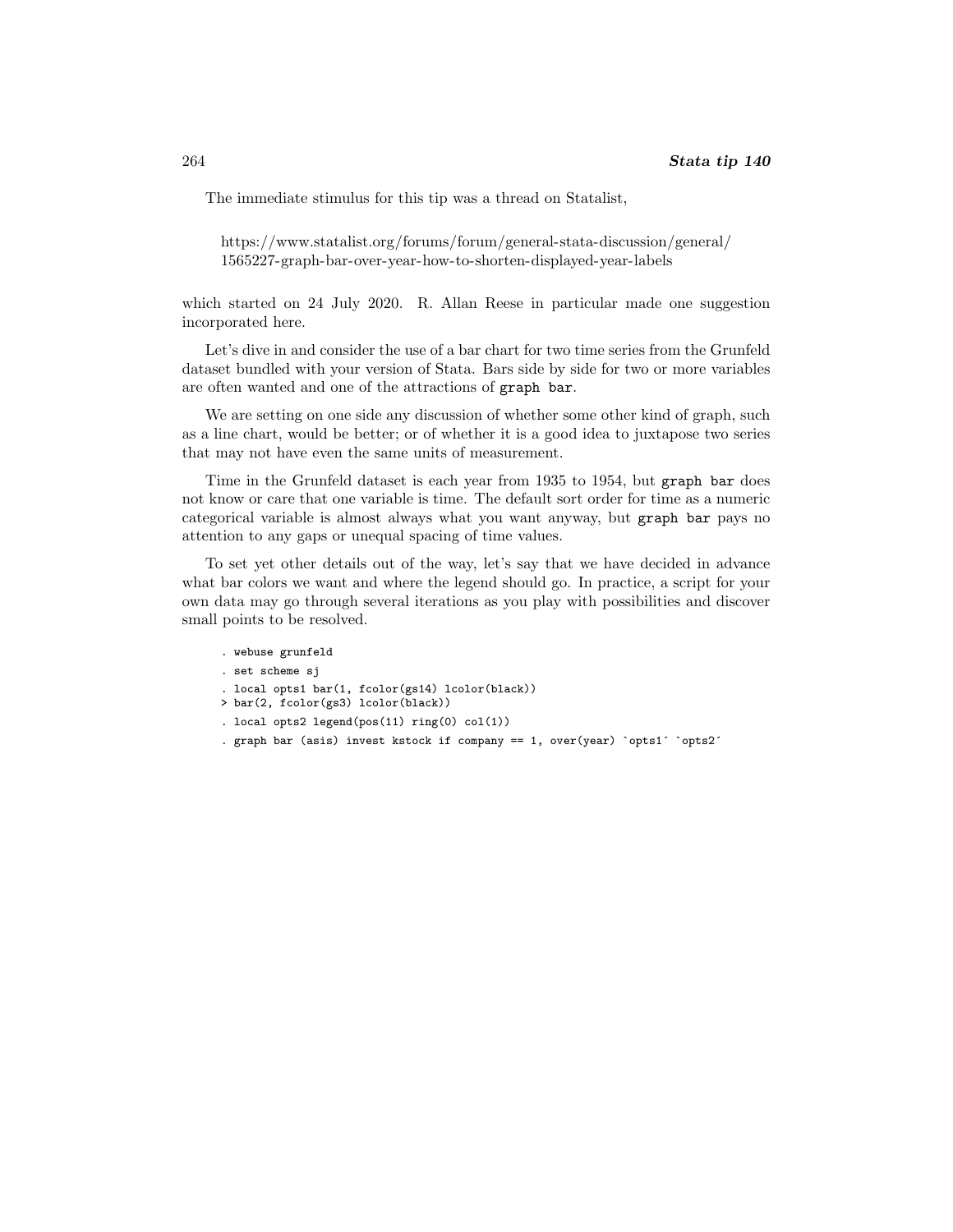The immediate stimulus for this tip was a thread on Statalist,

https://www.statalist.org/forums/forum/general-stata-discussion/general/1565227-graph-bar-over-year-how-to-shorten-displayed-year-labels

which started on 24 July 2020. R. Allan Reese in particular made one suggestion incorporated here.

Let's dive in and consider the use of a bar chart for two time series from the Grunfeld dataset bundled with your version of Stata. Bars side by side for two or more variables are often wanted and one of the attractions of `graph bar`.

We are setting on one side any discussion of whether some other kind of graph, such as a line chart, would be better; or of whether it is a good idea to juxtapose two series that may not have even the same units of measurement.

Time in the Grunfeld dataset is each year from 1935 to 1954, but `graph bar` does not know or care that one variable is time. The default sort order for time as a numeric categorical variable is almost always what you want anyway, but `graph bar` pays no attention to any gaps or unequal spacing of time values.

To set yet other details out of the way, let's say that we have decided in advance what bar colors we want and where the legend should go. In practice, a script for your own data may go through several iterations as you play with possibilities and discover small points to be resolved.

```
. webuse grunfeld
. set scheme sj
. local opts1 bar(1, fcolor(gs14) lcolor(black))
> bar(2, fcolor(gs3) lcolor(black))
. local opts2 legend(pos(11) ring(0) col(1))
. graph bar (asis) invest kstock if company == 1, over(year) `opts1´ `opts2´
```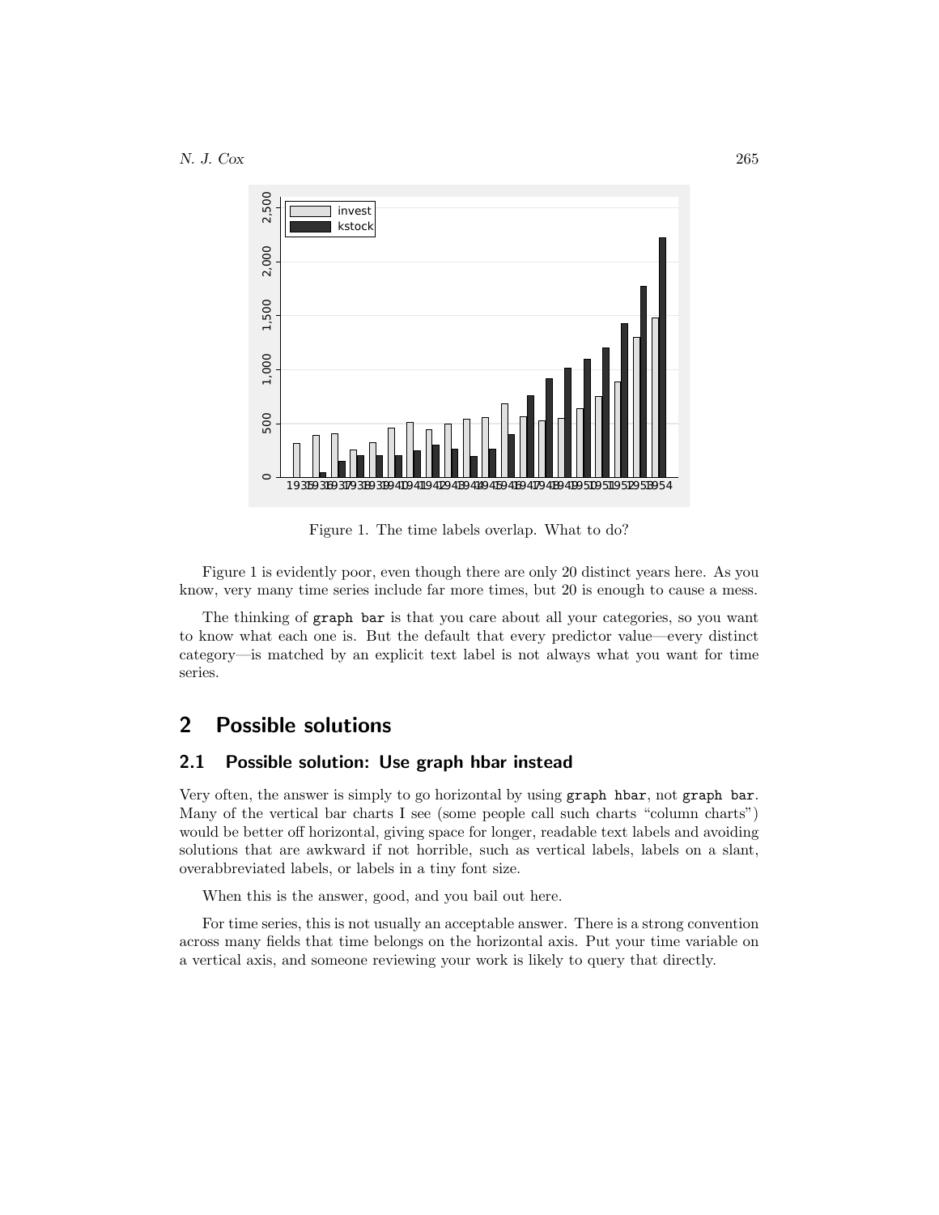Figure 1. The time labels overlap. What to do?

Figure 1 is evidently poor, even though there are only 20 distinct years here. As you know, very many time series include far more times, but 20 is enough to cause a mess.

The thinking of graph bar is that you care about all your categories, so you want to know what each one is. But the default that every predictor value—every distinct category—is matched by an explicit text label is not always what you want for time series.

## 2 Possible solutions

### 2.1 Possible solution: Use graph hbar instead

Very often, the answer is simply to go horizontal by using graph hbar, not graph bar. Many of the vertical bar charts I see (some people call such charts "column charts") would be better off horizontal, giving space for longer, readable text labels and avoiding solutions that are awkward if not horrible, such as vertical labels, labels on a slant, overabbreviated labels, or labels in a tiny font size.

When this is the answer, good, and you bail out here.

For time series, this is not usually an acceptable answer. There is a strong convention across many fields that time belongs on the horizontal axis. Put your time variable on a vertical axis, and someone reviewing your work is likely to query that directly.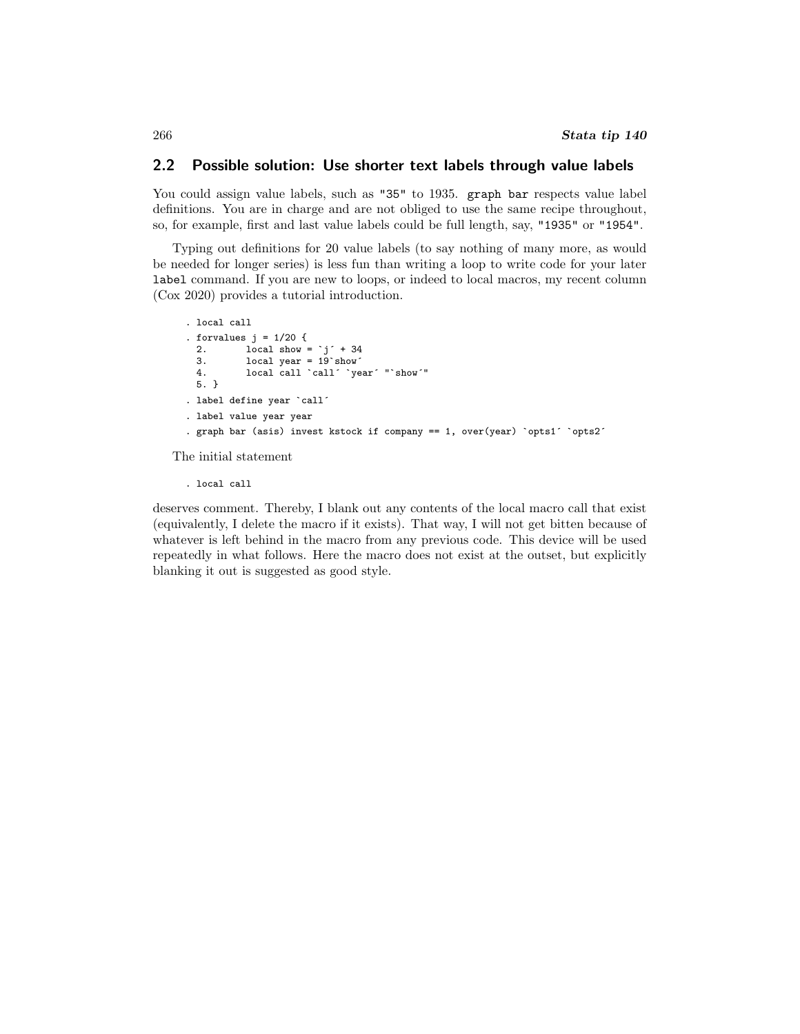## 2.2 Possible solution: Use shorter text labels through value labels

You could assign value labels, such as "35" to 1935. `graph bar` respects value label definitions. You are in charge and are not obliged to use the same recipe throughout, so, for example, first and last value labels could be full length, say, "1935" or "1954".

Typing out definitions for 20 value labels (to say nothing of many more, as would be needed for longer series) is less fun than writing a loop to write code for your later `label` command. If you are new to loops, or indeed to local macros, my recent column (Cox 2020) provides a tutorial introduction.

```
. local call
. forvalues j = 1/20 {
  2.        local show = `j´ + 34
  3.        local year = 19`show´
  4.        local call `call´ `year´ "`show´"
  5. }
. label define year `call´
. label value year year
. graph bar (asis) invest kstock if company == 1, over(year) `opts1´ `opts2´
```

The initial statement

```
. local call
```

deserves comment. Thereby, I blank out any contents of the local macro call that exist (equivalently, I delete the macro if it exists). That way, I will not get bitten because of whatever is left behind in the macro from any previous code. This device will be used repeatedly in what follows. Here the macro does not exist at the outset, but explicitly blanking it out is suggested as good style.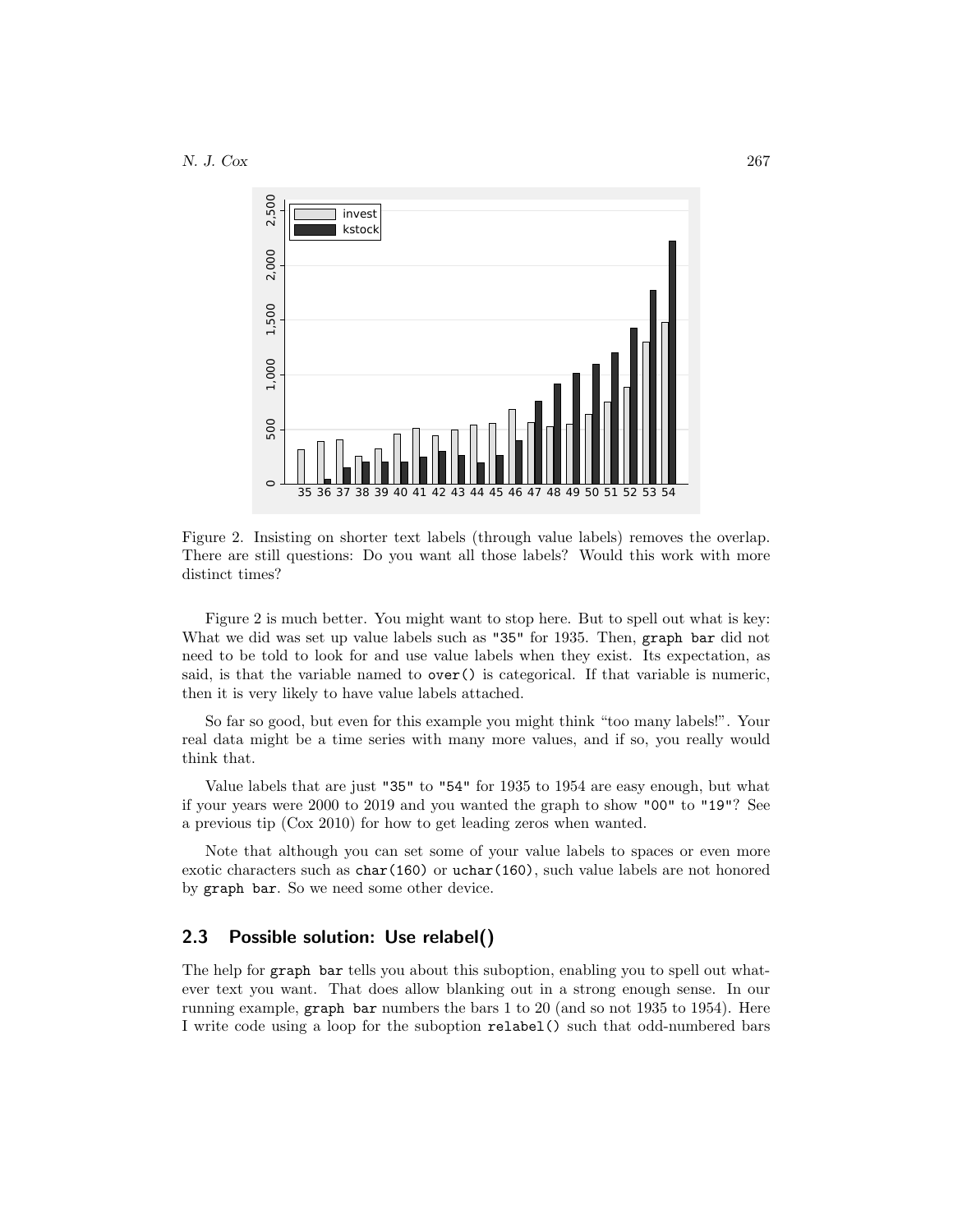Figure 2. Insisting on shorter text labels (through value labels) removes the overlap. There are still questions: Do you want all those labels? Would this work with more distinct times?

Figure 2 is much better. You might want to stop here. But to spell out what is key: What we did was set up value labels such as "35" for 1935. Then, `graph bar` did not need to be told to look for and use value labels when they exist. Its expectation, as said, is that the variable named to `over()` is categorical. If that variable is numeric, then it is very likely to have value labels attached.

So far so good, but even for this example you might think "too many labels!". Your real data might be a time series with many more values, and if so, you really would think that.

Value labels that are just "35" to "54" for 1935 to 1954 are easy enough, but what if your years were 2000 to 2019 and you wanted the graph to show "00" to "19"? See a previous tip (Cox 2010) for how to get leading zeros when wanted.

Note that although you can set some of your value labels to spaces or even more exotic characters such as `char(160)` or `uchar(160)`, such value labels are not honored by `graph bar`. So we need some other device.

## 2.3 Possible solution: Use relabel()

The help for `graph bar` tells you about this suboption, enabling you to spell out whatever text you want. That does allow blanking out in a strong enough sense. In our running example, `graph bar` numbers the bars 1 to 20 (and so not 1935 to 1954). Here I write code using a loop for the suboption `relabel()` such that odd-numbered bars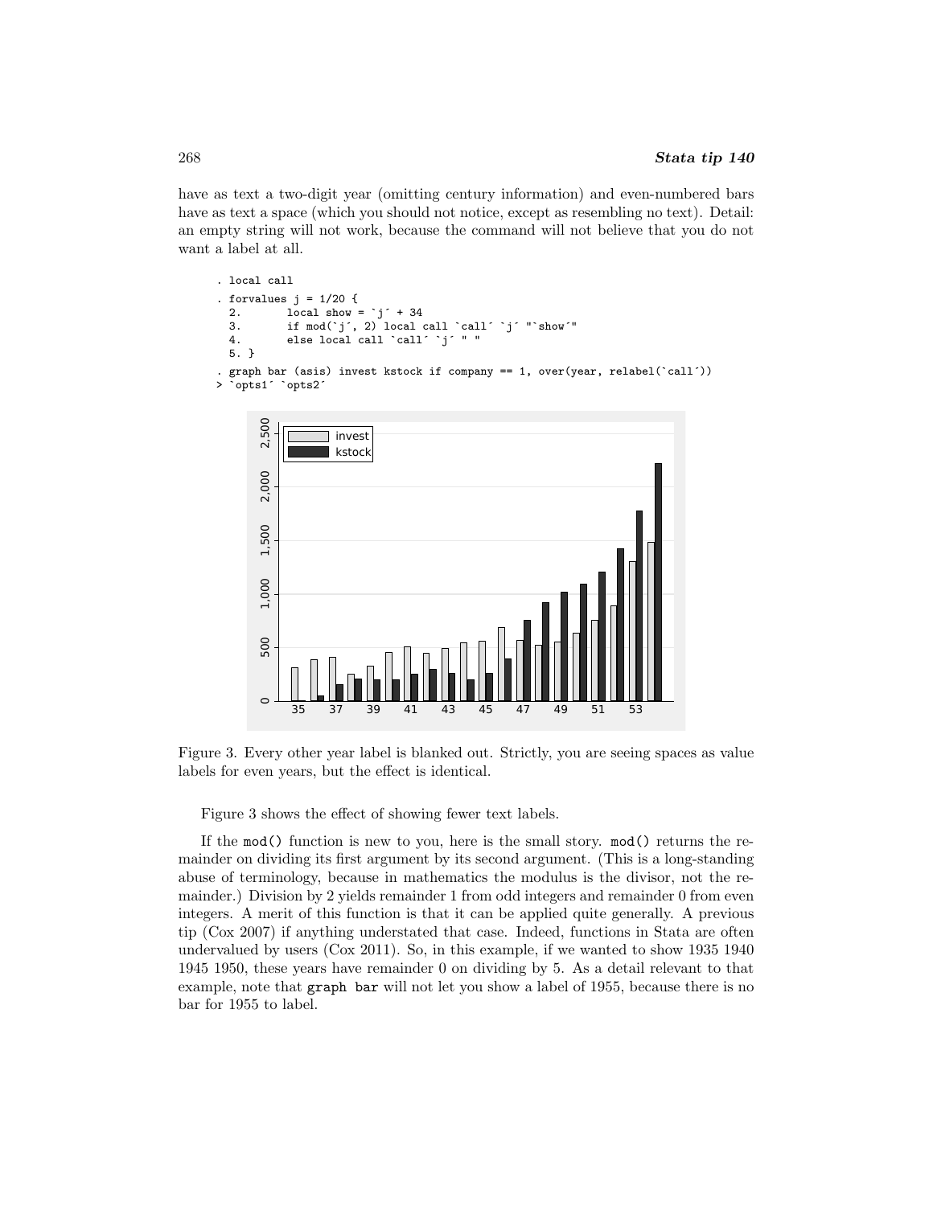have as text a two-digit year (omitting century information) and even-numbered bars have as text a space (which you should not notice, except as resembling no text). Detail: an empty string will not work, because the command will not believe that you do not want a label at all.

```
. local call
. forvalues j = 1/20 {
  2.        local show = `j´ + 34
  3.        if mod(`j´, 2) local call `call´ `j´ "`show´"
  4.        else local call `call´ `j´ " "
  5. }
. graph bar (asis) invest kstock if company == 1, over(year, relabel(`call´))
> `opts1´ `opts2´
```

Figure 3. Every other year label is blanked out. Strictly, you are seeing spaces as value labels for even years, but the effect is identical.

Figure 3 shows the effect of showing fewer text labels.

If the mod() function is new to you, here is the small story. mod() returns the remainder on dividing its first argument by its second argument. (This is a long-standing abuse of terminology, because in mathematics the modulus is the divisor, not the remainder.) Division by 2 yields remainder 1 from odd integers and remainder 0 from even integers. A merit of this function is that it can be applied quite generally. A previous tip (Cox 2007) if anything understated that case. Indeed, functions in Stata are often undervalued by users (Cox 2011). So, in this example, if we wanted to show 1935 1940 1945 1950, these years have remainder 0 on dividing by 5. As a detail relevant to that example, note that **graph bar** will not let you show a label of 1955, because there is no bar for 1955 to label.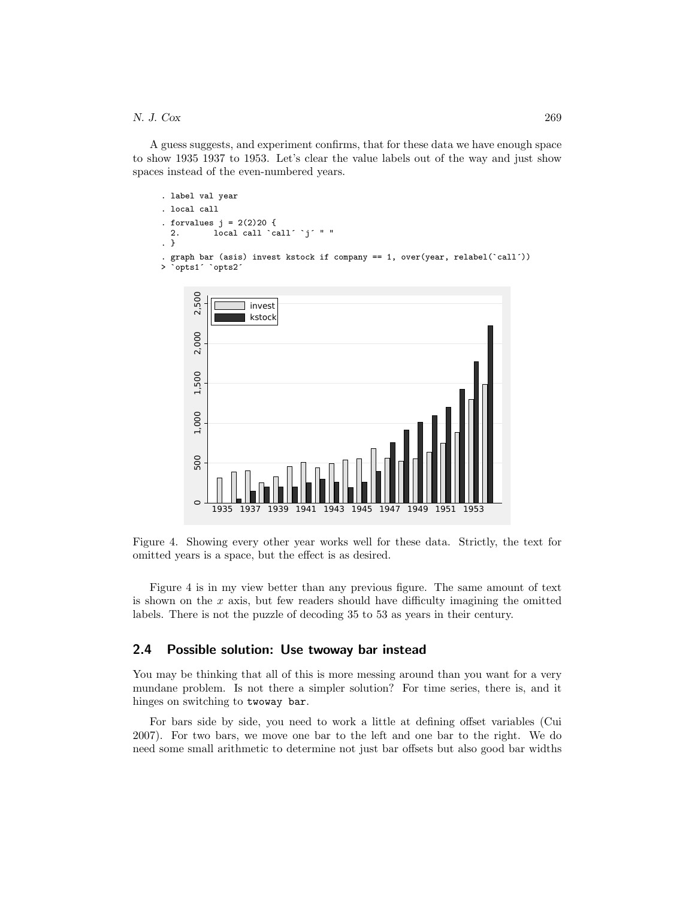A guess suggests, and experiment confirms, that for these data we have enough space to show 1935 1937 to 1953. Let's clear the value labels out of the way and just show spaces instead of the even-numbered years.

```
. label val year
. local call
. forvalues j = 2(2)20 {
  2.        local call `call´ `j´ " "
. }
. graph bar (asis) invest kstock if company == 1, over(year, relabel(`call´))
> `opts1´ `opts2´
```

Figure 4. Showing every other year works well for these data. Strictly, the text for omitted years is a space, but the effect is as desired.

Figure 4 is in my view better than any previous figure. The same amount of text is shown on the *x* axis, but few readers should have difficulty imagining the omitted labels. There is not the puzzle of decoding 35 to 53 as years in their century.

## 2.4 Possible solution: Use twoway bar instead

You may be thinking that all of this is more messing around than you want for a very mundane problem. Is not there a simpler solution? For time series, there is, and it hinges on switching to `twoway bar`.

For bars side by side, you need to work a little at defining offset variables (Cui 2007). For two bars, we move one bar to the left and one bar to the right. We do need some small arithmetic to determine not just bar offsets but also good bar widths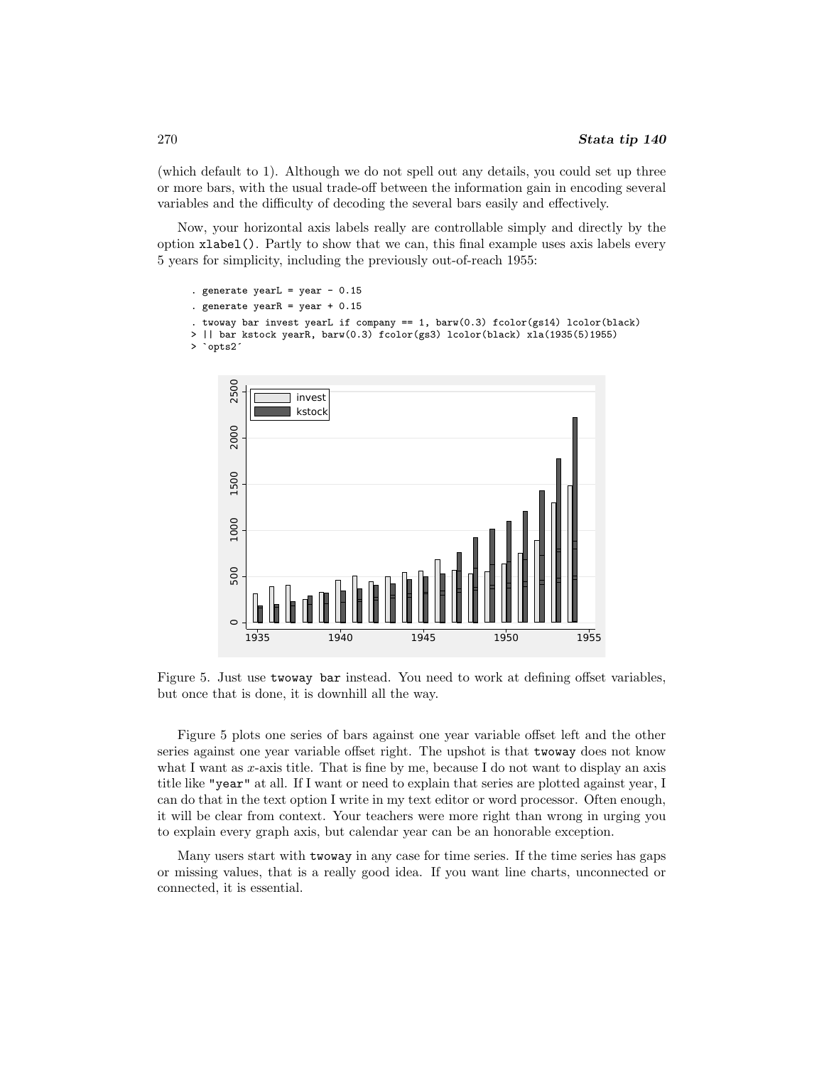(which default to 1). Although we do not spell out any details, you could set up three or more bars, with the usual trade-off between the information gain in encoding several variables and the difficulty of decoding the several bars easily and effectively.

Now, your horizontal axis labels really are controllable simply and directly by the option `xlabel()`. Partly to show that we can, this final example uses axis labels every 5 years for simplicity, including the previously out-of-reach 1955:

```
. generate yearL = year - 0.15
. generate yearR = year + 0.15
. twoway bar invest yearL if company == 1, barw(0.3) fcolor(gs14) lcolor(black)
> || bar kstock yearR, barw(0.3) fcolor(gs3) lcolor(black) xla(1935(5)1955)
> `opts2´
```

Figure 5. Just use `twoway bar` instead. You need to work at defining offset variables, but once that is done, it is downhill all the way.

Figure 5 plots one series of bars against one year variable offset left and the other series against one year variable offset right. The upshot is that `twoway` does not know what I want as $x$-axis title. That is fine by me, because I do not want to display an axis title like `"year"` at all. If I want or need to explain that series are plotted against year, I can do that in the text option I write in my text editor or word processor. Often enough, it will be clear from context. Your teachers were more right than wrong in urging you to explain every graph axis, but calendar year can be an honorable exception.

Many users start with `twoway` in any case for time series. If the time series has gaps or missing values, that is a really good idea. If you want line charts, unconnected or connected, it is essential.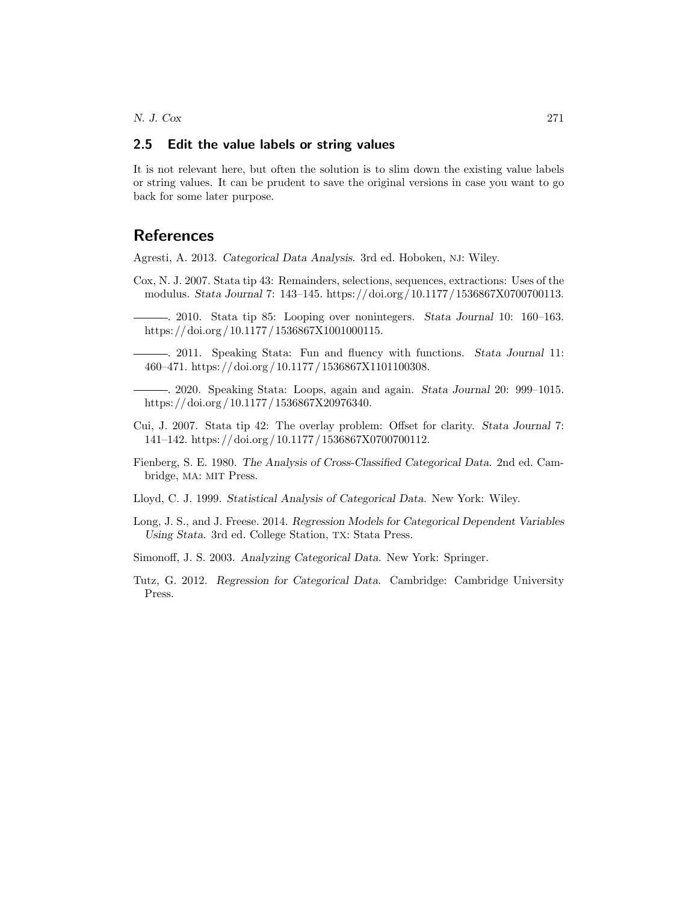### 2.5 Edit the value labels or string values

It is not relevant here, but often the solution is to slim down the existing value labels or string values. It can be prudent to save the original versions in case you want to go back for some later purpose.

## References

Agresti, A. 2013. *Categorical Data Analysis*. 3rd ed. Hoboken, NJ: Wiley.

Cox, N. J. 2007. Stata tip 43: Remainders, selections, sequences, extractions: Uses of the modulus. *Stata Journal* 7: 143–145. https://doi.org/10.1177/1536867X0700700113.

———. 2010. Stata tip 85: Looping over nonintegers. *Stata Journal* 10: 160–163. https://doi.org/10.1177/1536867X1001000115.

———. 2011. Speaking Stata: Fun and fluency with functions. *Stata Journal* 11: 460–471. https://doi.org/10.1177/1536867X1101100308.

———. 2020. Speaking Stata: Loops, again and again. *Stata Journal* 20: 999–1015. https://doi.org/10.1177/1536867X20976340.

Cui, J. 2007. Stata tip 42: The overlay problem: Offset for clarity. *Stata Journal* 7: 141–142. https://doi.org/10.1177/1536867X0700700112.

Fienberg, S. E. 1980. *The Analysis of Cross-Classified Categorical Data*. 2nd ed. Cambridge, MA: MIT Press.

Lloyd, C. J. 1999. *Statistical Analysis of Categorical Data*. New York: Wiley.

Long, J. S., and J. Freese. 2014. *Regression Models for Categorical Dependent Variables Using Stata*. 3rd ed. College Station, TX: Stata Press.

Simonoff, J. S. 2003. *Analyzing Categorical Data*. New York: Springer.

Tutz, G. 2012. *Regression for Categorical Data*. Cambridge: Cambridge University Press.